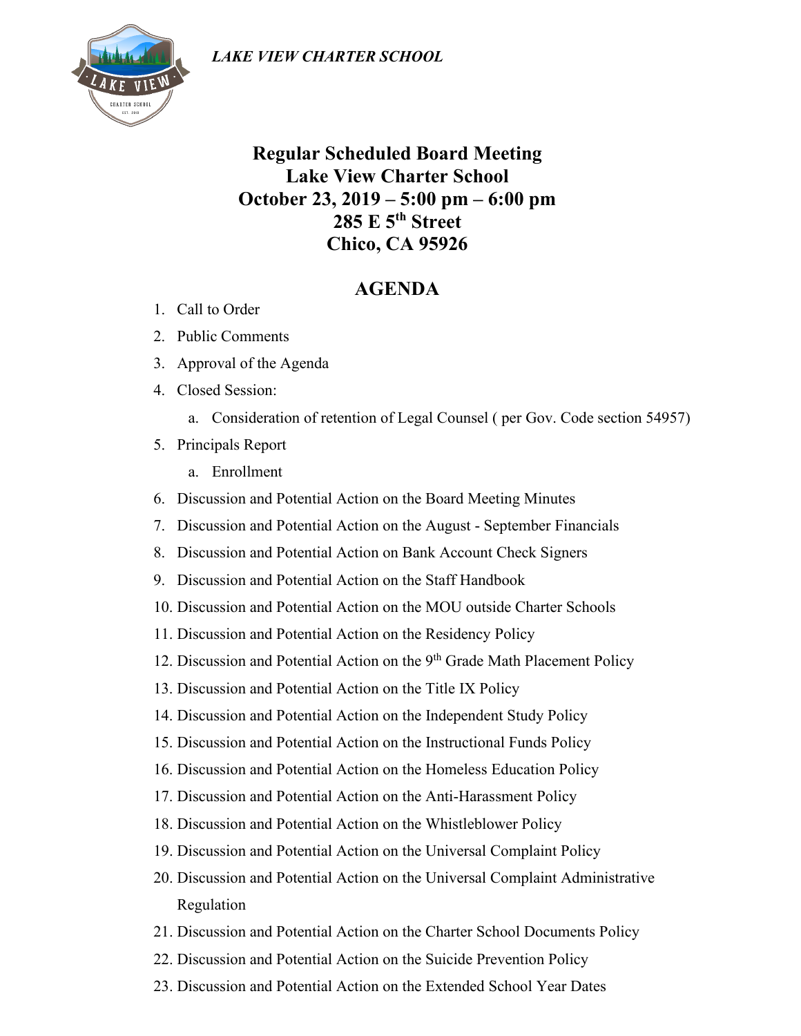*LAKE VIEW CHARTER SCHOOL*

# Regular Scheduled Board Meeting
# Lake View Charter School
# October 23, 2019 – 5:00 pm – 6:00 pm
# 285 E 5th Street
# Chico, CA 95926

## AGENDA

1. Call to Order
2. Public Comments
3. Approval of the Agenda
4. Closed Session:
   a. Consideration of retention of Legal Counsel ( per Gov. Code section 54957)
5. Principals Report
   a. Enrollment
6. Discussion and Potential Action on the Board Meeting Minutes
7. Discussion and Potential Action on the August - September Financials
8. Discussion and Potential Action on Bank Account Check Signers
9. Discussion and Potential Action on the Staff Handbook
10. Discussion and Potential Action on the MOU outside Charter Schools
11. Discussion and Potential Action on the Residency Policy
12. Discussion and Potential Action on the 9th Grade Math Placement Policy
13. Discussion and Potential Action on the Title IX Policy
14. Discussion and Potential Action on the Independent Study Policy
15. Discussion and Potential Action on the Instructional Funds Policy
16. Discussion and Potential Action on the Homeless Education Policy
17. Discussion and Potential Action on the Anti-Harassment Policy
18. Discussion and Potential Action on the Whistleblower Policy
19. Discussion and Potential Action on the Universal Complaint Policy
20. Discussion and Potential Action on the Universal Complaint Administrative Regulation
21. Discussion and Potential Action on the Charter School Documents Policy
22. Discussion and Potential Action on the Suicide Prevention Policy
23. Discussion and Potential Action on the Extended School Year Dates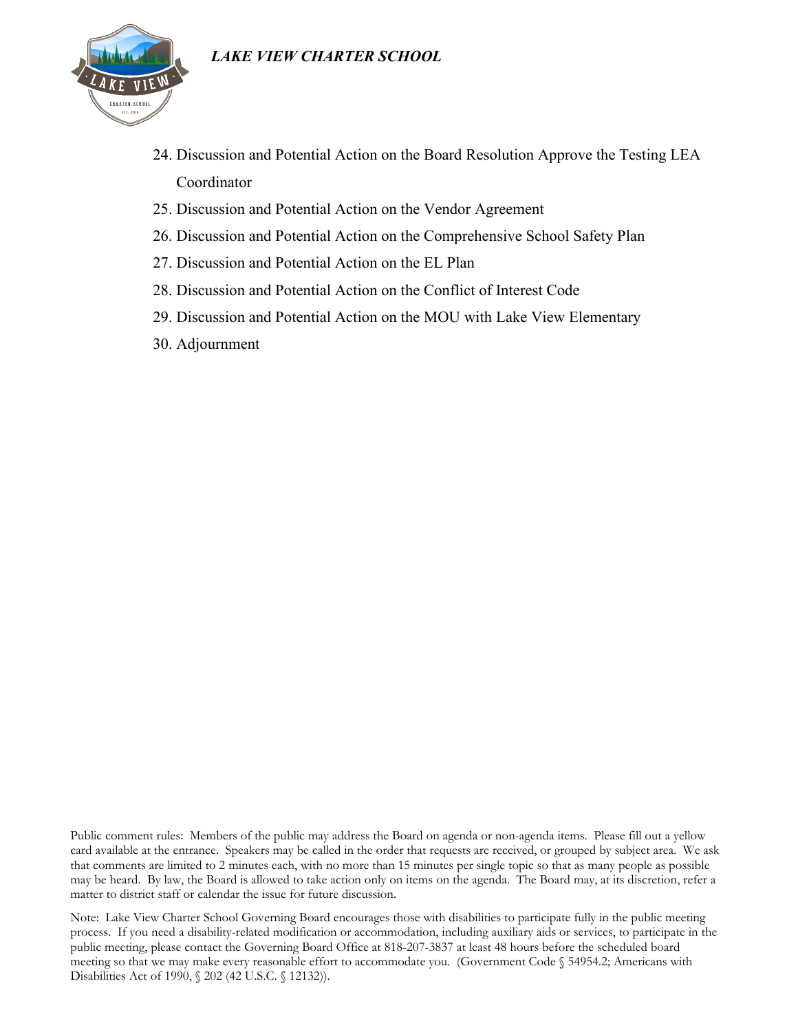24. Discussion and Potential Action on the Board Resolution Approve the Testing LEA Coordinator
25. Discussion and Potential Action on the Vendor Agreement
26. Discussion and Potential Action on the Comprehensive School Safety Plan
27. Discussion and Potential Action on the EL Plan
28. Discussion and Potential Action on the Conflict of Interest Code
29. Discussion and Potential Action on the MOU with Lake View Elementary
30. Adjournment

Public comment rules: Members of the public may address the Board on agenda or non-agenda items. Please fill out a yellow card available at the entrance. Speakers may be called in the order that requests are received, or grouped by subject area. We ask that comments are limited to 2 minutes each, with no more than 15 minutes per single topic so that as many people as possible may be heard. By law, the Board is allowed to take action only on items on the agenda. The Board may, at its discretion, refer a matter to district staff or calendar the issue for future discussion.

Note: Lake View Charter School Governing Board encourages those with disabilities to participate fully in the public meeting process. If you need a disability-related modification or accommodation, including auxiliary aids or services, to participate in the public meeting, please contact the Governing Board Office at 818-207-3837 at least 48 hours before the scheduled board meeting so that we may make every reasonable effort to accommodate you. (Government Code § 54954.2; Americans with Disabilities Act of 1990, § 202 (42 U.S.C. § 12132)).